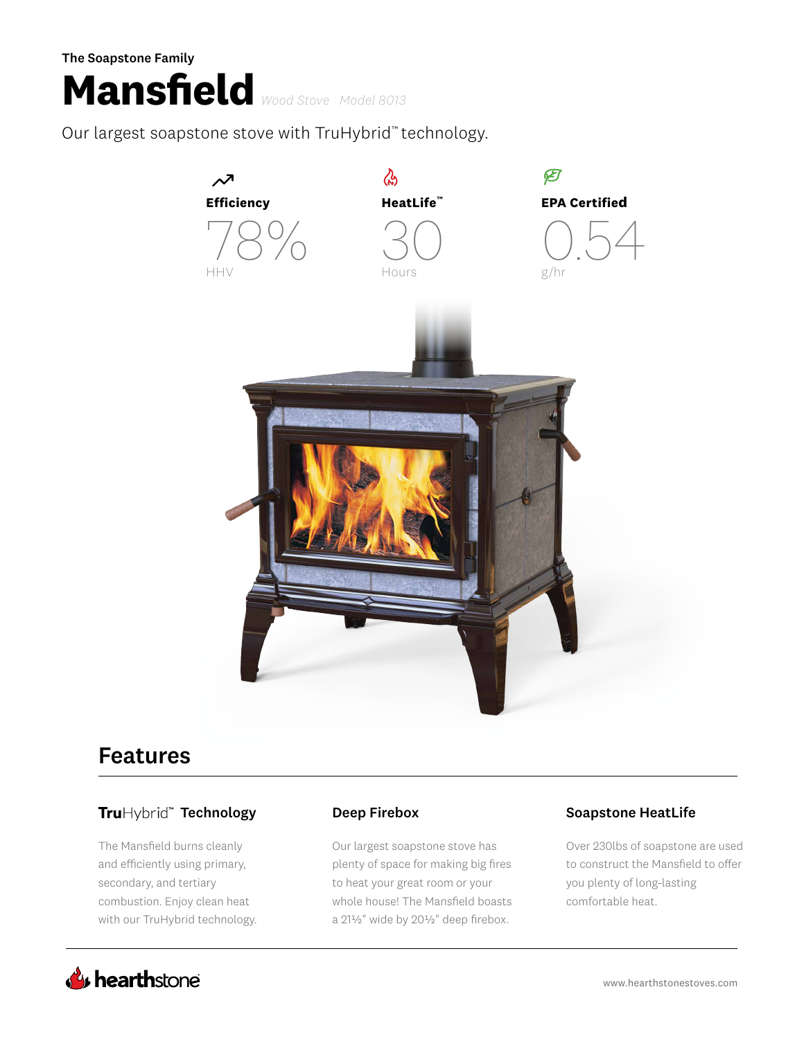The Soapstone Family

# Mansfield

*Wood Stove Model 8013*

Our largest soapstone stove with TruHybrid™ technology.

**Efficiency**

78%

HHV

**HeatLife™**

30

Hours

**EPA Certified**

0.54

g/hr

## Features

### TruHybrid™ Technology

The Mansfield burns cleanly and efficiently using primary, secondary, and tertiary combustion. Enjoy clean heat with our TruHybrid technology.

### Deep Firebox

Our largest soapstone stove has plenty of space for making big fires to heat your great room or your whole house! The Mansfield boasts a 21½" wide by 20½" deep firebox.

### Soapstone HeatLife

Over 230lbs of soapstone are used to construct the Mansfield to offer you plenty of long-lasting comfortable heat.

hearthstone

www.hearthstonestoves.com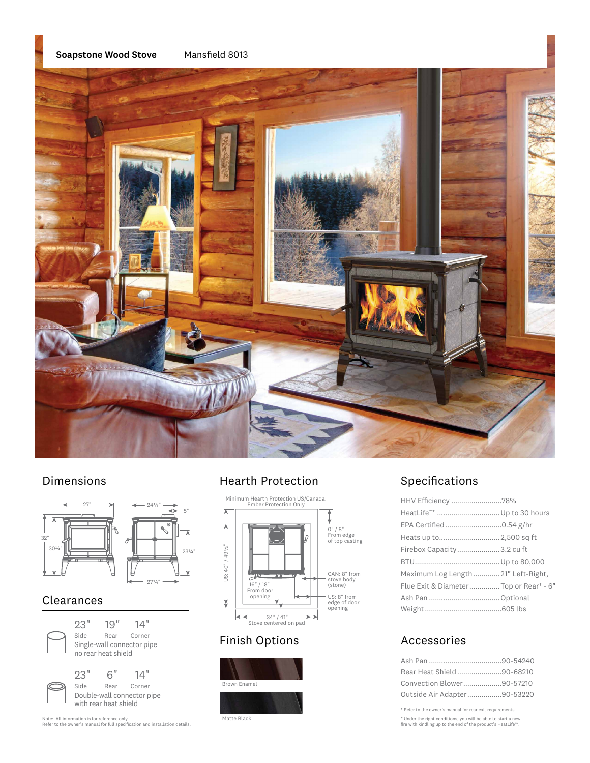**Soapstone Wood Stove** Mansfield 8013

## Dimensions

27"
24⅛"
5"
32"
30¼"
23¾"
27¼"

## Clearances

23" Side | 19" Rear | 14" Corner
Single-wall connector pipe no rear heat shield

23" Side | 6" Rear | 14" Corner
Double-wall connector pipe with rear heat shield

Note: All information is for reference only.
Refer to the owner's manual for full specification and installation details.

## Hearth Protection

Minimum Hearth Protection US/Canada:
Ember Protection Only

US: 40" / 49½"
0" / 8" From edge of top casting
CAN: 8" from stove body (stone)
16" / 18" From door opening
US: 8" from edge of door opening
34" / 41"
Stove centered on pad

## Finish Options

Brown Enamel

Matte Black

## Specifications

| | |
|---|---|
| HHV Efficiency | 78% |
| HeatLife™* | Up to 30 hours |
| EPA Certified | 0.54 g/hr |
| Heats up to | 2,500 sq ft |
| Firebox Capacity | 3.2 cu ft |
| BTU | Up to 80,000 |
| Maximum Log Length | 21" Left-Right, |
| Flue Exit & Diameter | Top or Rear† - 6" |
| Ash Pan | Optional |
| Weight | 605 lbs |

## Accessories

| | |
|---|---|
| Ash Pan | 90-54240 |
| Rear Heat Shield | 90-68210 |
| Convection Blower | 90-57210 |
| Outside Air Adapter | 90-53220 |

† Refer to the owner's manual for rear exit requirements.

* Under the right conditions, you will be able to start a new fire with kindling up to the end of the product's HeatLife™.